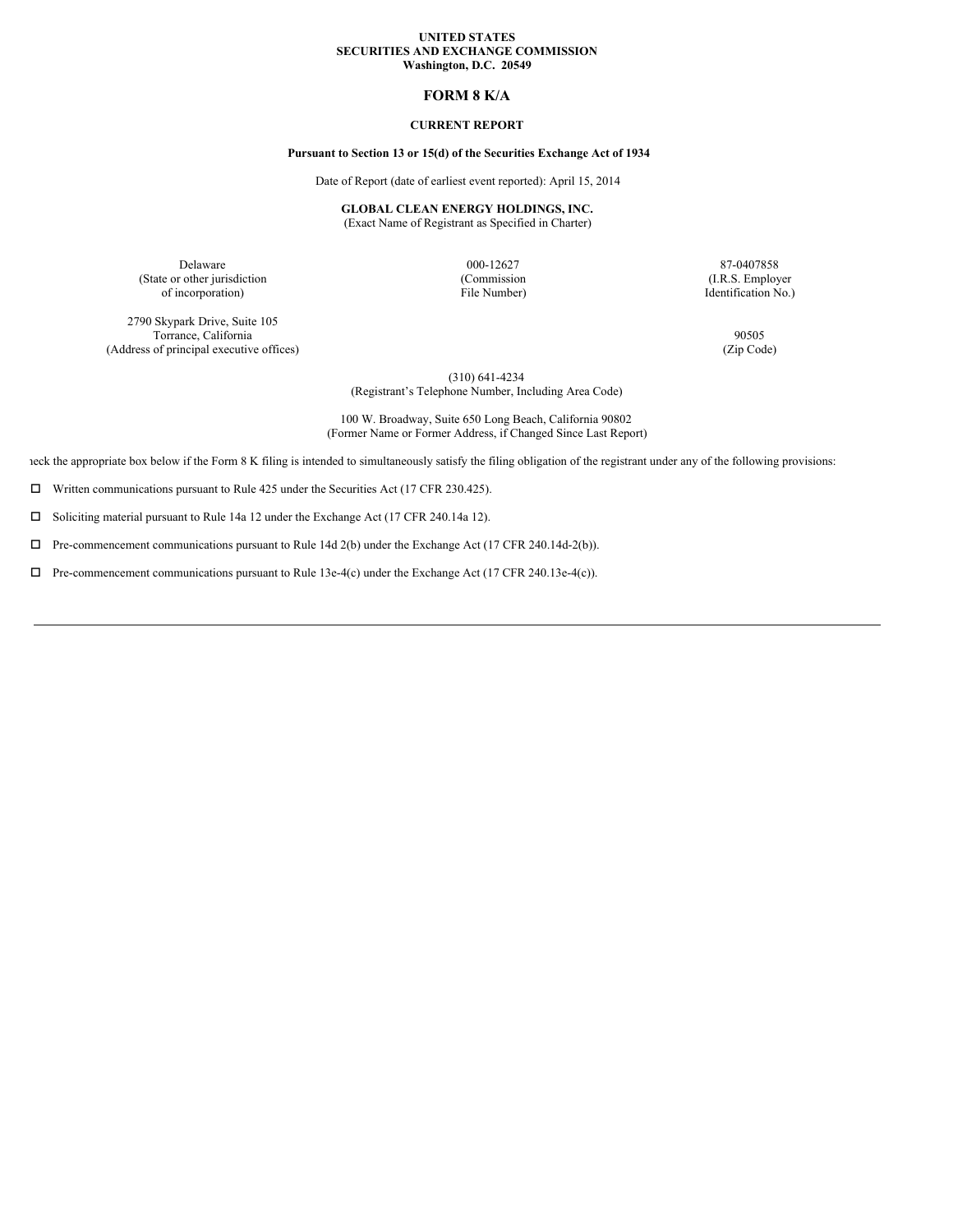**UNITED STATES**
**SECURITIES AND EXCHANGE COMMISSION**
**Washington, D.C. 20549**

# FORM 8 K/A

**CURRENT REPORT**

**Pursuant to Section 13 or 15(d) of the Securities Exchange Act of 1934**

Date of Report (date of earliest event reported): April 15, 2014

**GLOBAL CLEAN ENERGY HOLDINGS, INC.**
(Exact Name of Registrant as Specified in Charter)

| | | |
|---|---|---|
| Delaware<br>(State or other jurisdiction of incorporation) | 000-12627<br>(Commission File Number) | 87-0407858<br>(I.R.S. Employer Identification No.) |

| | |
|---|---|
| 2790 Skypark Drive, Suite 105<br>Torrance, California<br>(Address of principal executive offices) | 90505<br>(Zip Code) |

(310) 641-4234
(Registrant's Telephone Number, Including Area Code)

100 W. Broadway, Suite 650 Long Beach, California 90802
(Former Name or Former Address, if Changed Since Last Report)

heck the appropriate box below if the Form 8 K filing is intended to simultaneously satisfy the filing obligation of the registrant under any of the following provisions:

☐ Written communications pursuant to Rule 425 under the Securities Act (17 CFR 230.425).

☐ Soliciting material pursuant to Rule 14a 12 under the Exchange Act (17 CFR 240.14a 12).

☐ Pre-commencement communications pursuant to Rule 14d 2(b) under the Exchange Act (17 CFR 240.14d-2(b)).

☐ Pre-commencement communications pursuant to Rule 13e-4(c) under the Exchange Act (17 CFR 240.13e-4(c)).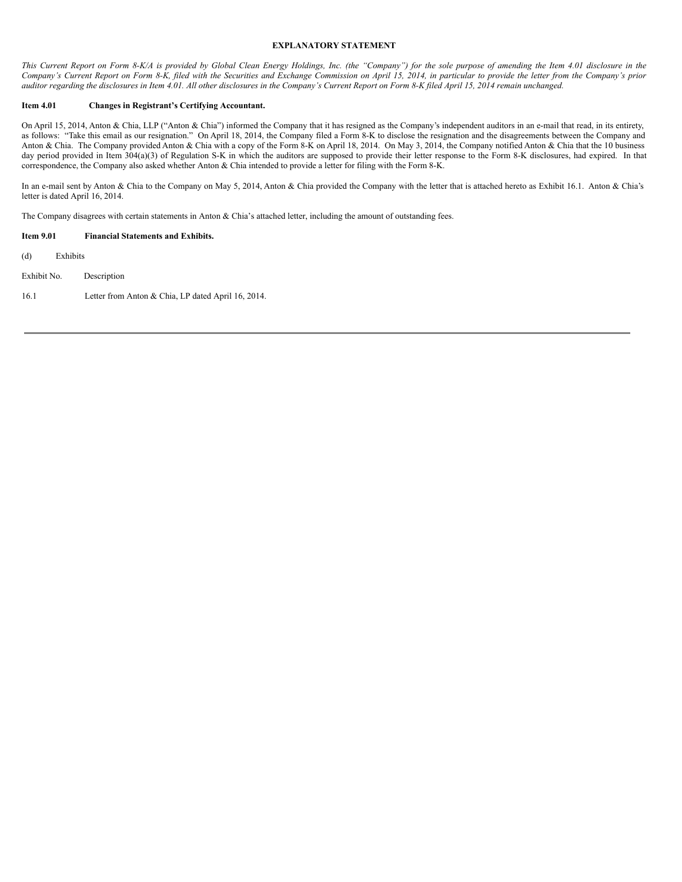**EXPLANATORY STATEMENT**

*This Current Report on Form 8-K/A is provided by Global Clean Energy Holdings, Inc. (the "Company") for the sole purpose of amending the Item 4.01 disclosure in the Company's Current Report on Form 8-K, filed with the Securities and Exchange Commission on April 15, 2014, in particular to provide the letter from the Company's prior auditor regarding the disclosures in Item 4.01. All other disclosures in the Company's Current Report on Form 8-K filed April 15, 2014 remain unchanged.*

**Item 4.01 Changes in Registrant's Certifying Accountant.**

On April 15, 2014, Anton & Chia, LLP ("Anton & Chia") informed the Company that it has resigned as the Company's independent auditors in an e-mail that read, in its entirety, as follows: "Take this email as our resignation." On April 18, 2014, the Company filed a Form 8-K to disclose the resignation and the disagreements between the Company and Anton & Chia. The Company provided Anton & Chia with a copy of the Form 8-K on April 18, 2014. On May 3, 2014, the Company notified Anton & Chia that the 10 business day period provided in Item 304(a)(3) of Regulation S-K in which the auditors are supposed to provide their letter response to the Form 8-K disclosures, had expired. In that correspondence, the Company also asked whether Anton & Chia intended to provide a letter for filing with the Form 8-K.

In an e-mail sent by Anton & Chia to the Company on May 5, 2014, Anton & Chia provided the Company with the letter that is attached hereto as Exhibit 16.1. Anton & Chia's letter is dated April 16, 2014.

The Company disagrees with certain statements in Anton & Chia's attached letter, including the amount of outstanding fees.

**Item 9.01 Financial Statements and Exhibits.**

(d) Exhibits

| Exhibit No. | Description |
|---|---|
| 16.1 | Letter from Anton & Chia, LP dated April 16, 2014. |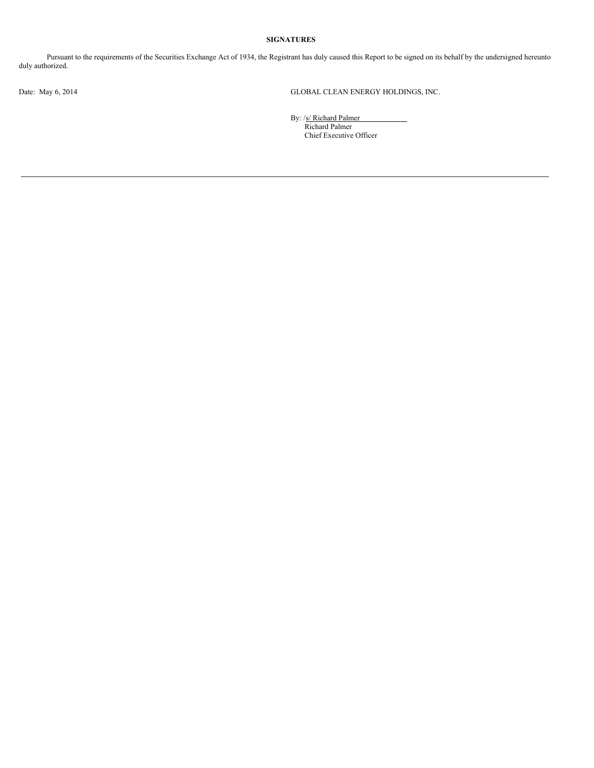**SIGNATURES**

Pursuant to the requirements of the Securities Exchange Act of 1934, the Registrant has duly caused this Report to be signed on its behalf by the undersigned hereunto duly authorized.

Date: May 6, 2014

GLOBAL CLEAN ENERGY HOLDINGS, INC.

By: /s/ Richard Palmer
Richard Palmer
Chief Executive Officer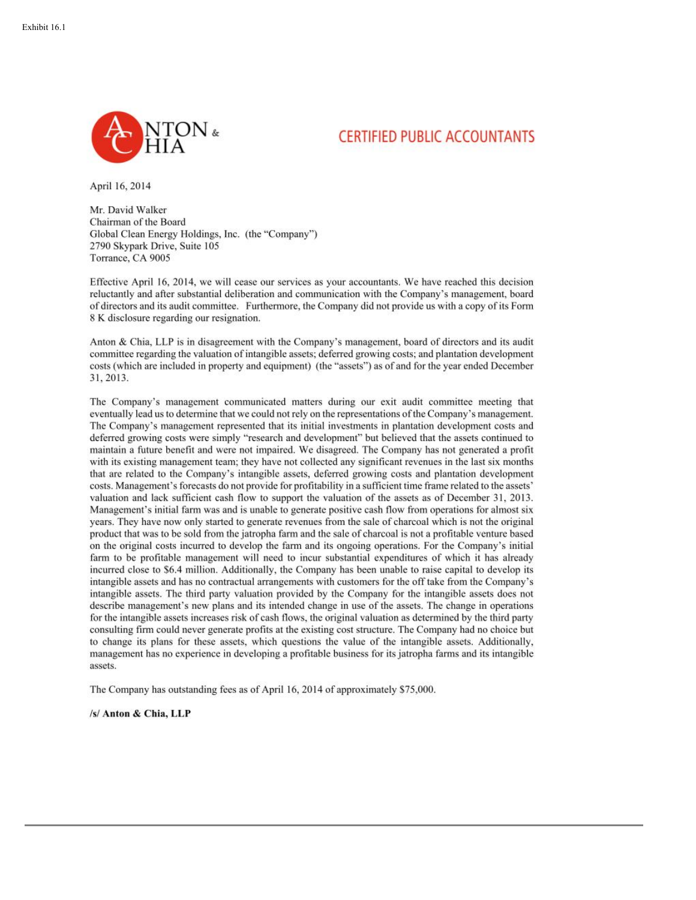Exhibit 16.1

ANTON & CHIA

CERTIFIED PUBLIC ACCOUNTANTS

April 16, 2014

Mr. David Walker
Chairman of the Board
Global Clean Energy Holdings, Inc. (the "Company")
2790 Skypark Drive, Suite 105
Torrance, CA 9005

Effective April 16, 2014, we will cease our services as your accountants. We have reached this decision reluctantly and after substantial deliberation and communication with the Company's management, board of directors and its audit committee. Furthermore, the Company did not provide us with a copy of its Form 8 K disclosure regarding our resignation.

Anton & Chia, LLP is in disagreement with the Company's management, board of directors and its audit committee regarding the valuation of intangible assets; deferred growing costs; and plantation development costs (which are included in property and equipment) (the "assets") as of and for the year ended December 31, 2013.

The Company's management communicated matters during our exit audit committee meeting that eventually lead us to determine that we could not rely on the representations of the Company's management. The Company's management represented that its initial investments in plantation development costs and deferred growing costs were simply "research and development" but believed that the assets continued to maintain a future benefit and were not impaired. We disagreed. The Company has not generated a profit with its existing management team; they have not collected any significant revenues in the last six months that are related to the Company's intangible assets, deferred growing costs and plantation development costs. Management's forecasts do not provide for profitability in a sufficient time frame related to the assets' valuation and lack sufficient cash flow to support the valuation of the assets as of December 31, 2013. Management's initial farm was and is unable to generate positive cash flow from operations for almost six years. They have now only started to generate revenues from the sale of charcoal which is not the original product that was to be sold from the jatropha farm and the sale of charcoal is not a profitable venture based on the original costs incurred to develop the farm and its ongoing operations. For the Company's initial farm to be profitable management will need to incur substantial expenditures of which it has already incurred close to $6.4 million. Additionally, the Company has been unable to raise capital to develop its intangible assets and has no contractual arrangements with customers for the off take from the Company's intangible assets. The third party valuation provided by the Company for the intangible assets does not describe management's new plans and its intended change in use of the assets. The change in operations for the intangible assets increases risk of cash flows, the original valuation as determined by the third party consulting firm could never generate profits at the existing cost structure. The Company had no choice but to change its plans for these assets, which questions the value of the intangible assets. Additionally, management has no experience in developing a profitable business for its jatropha farms and its intangible assets.

The Company has outstanding fees as of April 16, 2014 of approximately $75,000.

**/s/ Anton & Chia, LLP**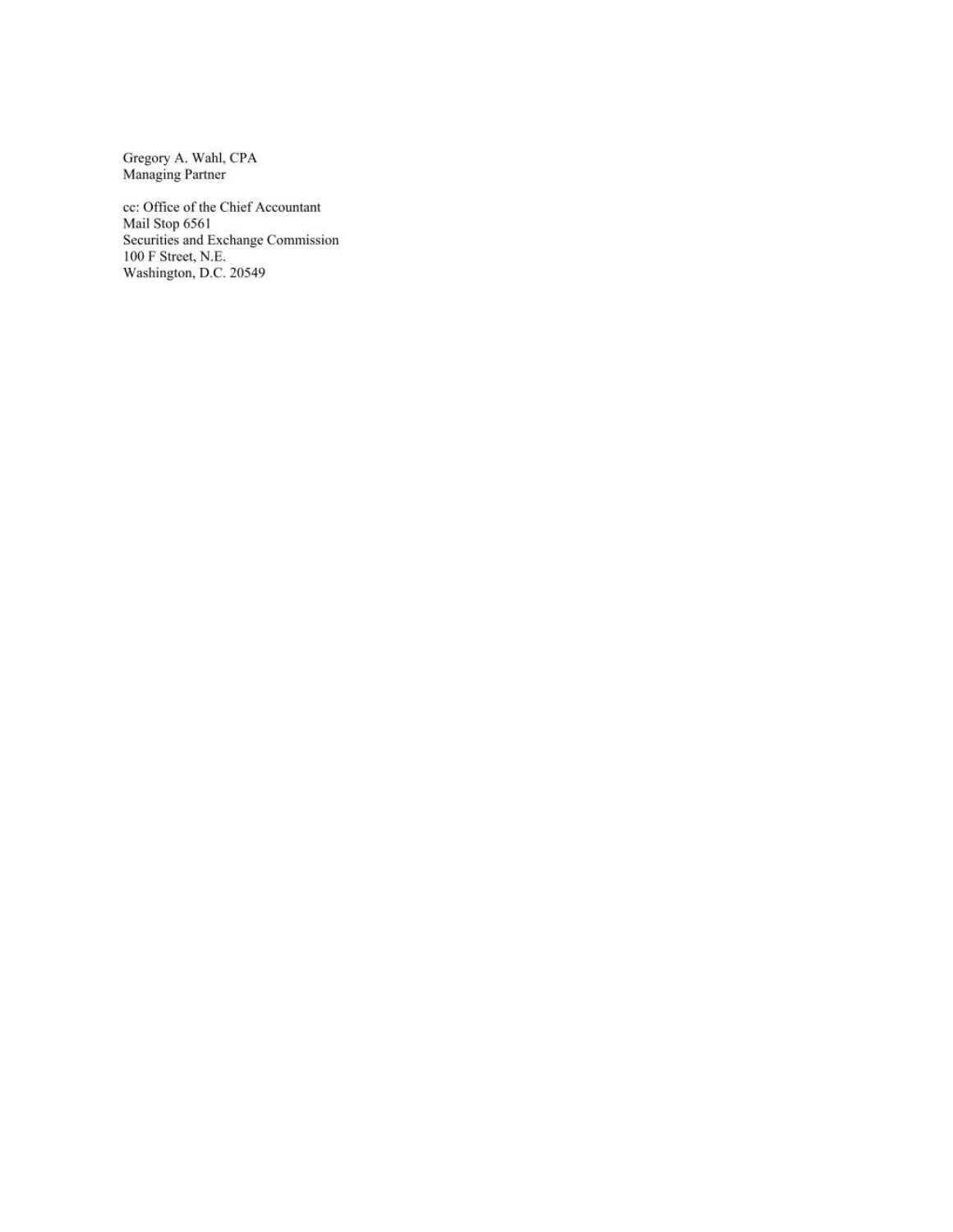Gregory A. Wahl, CPA
Managing Partner

cc: Office of the Chief Accountant
Mail Stop 6561
Securities and Exchange Commission
100 F Street, N.E.
Washington, D.C. 20549